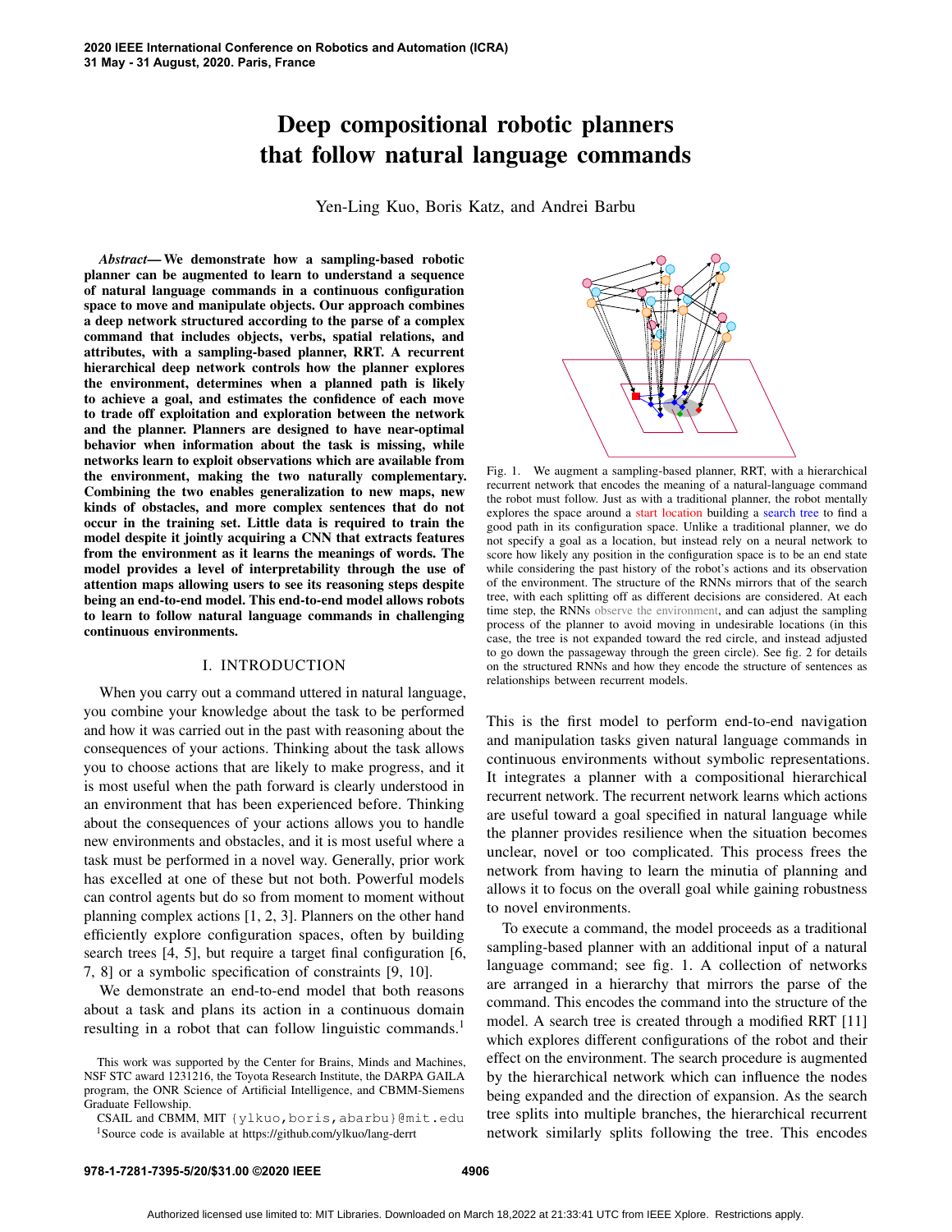# Deep compositional robotic planners that follow natural language commands

Yen-Ling Kuo, Boris Katz, and Andrei Barbu

***Abstract*— We demonstrate how a sampling-based robotic planner can be augmented to learn to understand a sequence of natural language commands in a continuous configuration space to move and manipulate objects. Our approach combines a deep network structured according to the parse of a complex command that includes objects, verbs, spatial relations, and attributes, with a sampling-based planner, RRT. A recurrent hierarchical deep network controls how the planner explores the environment, determines when a planned path is likely to achieve a goal, and estimates the confidence of each move to trade off exploitation and exploration between the network and the planner. Planners are designed to have near-optimal behavior when information about the task is missing, while networks learn to exploit observations which are available from the environment, making the two naturally complementary. Combining the two enables generalization to new maps, new kinds of obstacles, and more complex sentences that do not occur in the training set. Little data is required to train the model despite it jointly acquiring a CNN that extracts features from the environment as it learns the meanings of words. The model provides a level of interpretability through the use of attention maps allowing users to see its reasoning steps despite being an end-to-end model. This end-to-end model allows robots to learn to follow natural language commands in challenging continuous environments.**

## I. INTRODUCTION

When you carry out a command uttered in natural language, you combine your knowledge about the task to be performed and how it was carried out in the past with reasoning about the consequences of your actions. Thinking about the task allows you to choose actions that are likely to make progress, and it is most useful when the path forward is clearly understood in an environment that has been experienced before. Thinking about the consequences of your actions allows you to handle new environments and obstacles, and it is most useful where a task must be performed in a novel way. Generally, prior work has excelled at one of these but not both. Powerful models can control agents but do so from moment to moment without planning complex actions [1, 2, 3]. Planners on the other hand efficiently explore configuration spaces, often by building search trees [4, 5], but require a target final configuration [6, 7, 8] or a symbolic specification of constraints [9, 10].

We demonstrate an end-to-end model that both reasons about a task and plans its action in a continuous domain resulting in a robot that can follow linguistic commands.[1]

This work was supported by the Center for Brains, Minds and Machines, NSF STC award 1231216, the Toyota Research Institute, the DARPA GAILA program, the ONR Science of Artificial Intelligence, and CBMM-Siemens Graduate Fellowship.

CSAIL and CBMM, MIT {ylkuo,boris,abarbu}@mit.edu

[1]Source code is available at https://github.com/ylkuo/lang-derrt

Fig. 1. We augment a sampling-based planner, RRT, with a hierarchical recurrent network that encodes the meaning of a natural-language command the robot must follow. Just as with a traditional planner, the robot mentally explores the space around a start location building a search tree to find a good path in its configuration space. Unlike a traditional planner, we do not specify a goal as a location, but instead rely on a neural network to score how likely any position in the configuration space is to be an end state while considering the past history of the robot's actions and its observation of the environment. The structure of the RNNs mirrors that of the search tree, with each splitting off as different decisions are considered. At each time step, the RNNs observe the environment, and can adjust the sampling process of the planner to avoid moving in undesirable locations (in this case, the tree is not expanded toward the red circle, and instead adjusted to go down the passageway through the green circle). See fig. 2 for details on the structured RNNs and how they encode the structure of sentences as relationships between recurrent models.

This is the first model to perform end-to-end navigation and manipulation tasks given natural language commands in continuous environments without symbolic representations. It integrates a planner with a compositional hierarchical recurrent network. The recurrent network learns which actions are useful toward a goal specified in natural language while the planner provides resilience when the situation becomes unclear, novel or too complicated. This process frees the network from having to learn the minutia of planning and allows it to focus on the overall goal while gaining robustness to novel environments.

To execute a command, the model proceeds as a traditional sampling-based planner with an additional input of a natural language command; see fig. 1. A collection of networks are arranged in a hierarchy that mirrors the parse of the command. This encodes the command into the structure of the model. A search tree is created through a modified RRT [11] which explores different configurations of the robot and their effect on the environment. The search procedure is augmented by the hierarchical network which can influence the nodes being expanded and the direction of expansion. As the search tree splits into multiple branches, the hierarchical recurrent network similarly splits following the tree. This encodes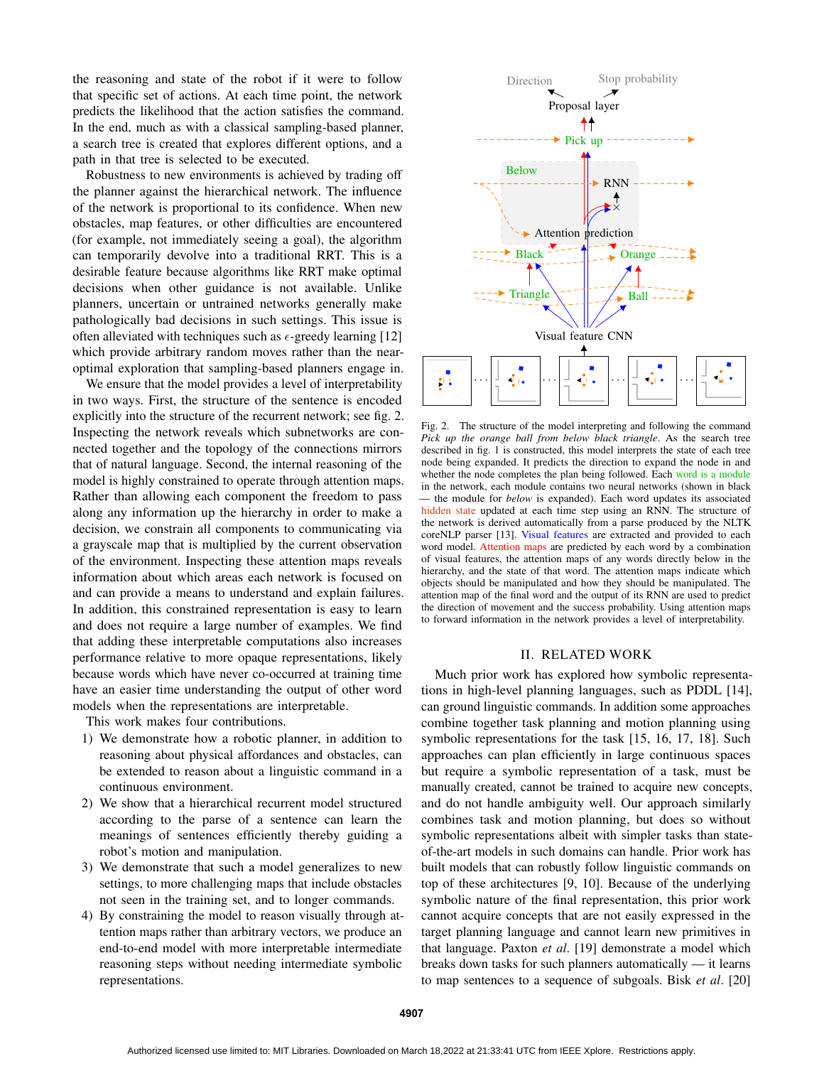the reasoning and state of the robot if it were to follow that specific set of actions. At each time point, the network predicts the likelihood that the action satisfies the command. In the end, much as with a classical sampling-based planner, a search tree is created that explores different options, and a path in that tree is selected to be executed.

Robustness to new environments is achieved by trading off the planner against the hierarchical network. The influence of the network is proportional to its confidence. When new obstacles, map features, or other difficulties are encountered (for example, not immediately seeing a goal), the algorithm can temporarily devolve into a traditional RRT. This is a desirable feature because algorithms like RRT make optimal decisions when other guidance is not available. Unlike planners, uncertain or untrained networks generally make pathologically bad decisions in such settings. This issue is often alleviated with techniques such as $\epsilon$-greedy learning [12] which provide arbitrary random moves rather than the near-optimal exploration that sampling-based planners engage in.

We ensure that the model provides a level of interpretability in two ways. First, the structure of the sentence is encoded explicitly into the structure of the recurrent network; see fig. 2. Inspecting the network reveals which subnetworks are connected together and the topology of the connections mirrors that of natural language. Second, the internal reasoning of the model is highly constrained to operate through attention maps. Rather than allowing each component the freedom to pass along any information up the hierarchy in order to make a decision, we constrain all components to communicating via a grayscale map that is multiplied by the current observation of the environment. Inspecting these attention maps reveals information about which areas each network is focused on and can provide a means to understand and explain failures. In addition, this constrained representation is easy to learn and does not require a large number of examples. We find that adding these interpretable computations also increases performance relative to more opaque representations, likely because words which have never co-occurred at training time have an easier time understanding the output of other word models when the representations are interpretable.

This work makes four contributions.

1) We demonstrate how a robotic planner, in addition to reasoning about physical affordances and obstacles, can be extended to reason about a linguistic command in a continuous environment.
2) We show that a hierarchical recurrent model structured according to the parse of a sentence can learn the meanings of sentences efficiently thereby guiding a robot's motion and manipulation.
3) We demonstrate that such a model generalizes to new settings, to more challenging maps that include obstacles not seen in the training set, and to longer commands.
4) By constraining the model to reason visually through attention maps rather than arbitrary vectors, we produce an end-to-end model with more interpretable intermediate reasoning steps without needing intermediate symbolic representations.

Direction
Stop probability
Proposal layer
Pick up
Below
RNN
Attention prediction
Black
Orange
Triangle
Ball
Visual feature CNN

Fig. 2. The structure of the model interpreting and following the command *Pick up the orange ball from below black triangle*. As the search tree described in fig. 1 is constructed, this model interprets the state of each tree node being expanded. It predicts the direction to expand the node in and whether the node completes the plan being followed. Each word is a module in the network, each module contains two neural networks (shown in black — the module for *below* is expanded). Each word updates its associated hidden state updated at each time step using an RNN. The structure of the network is derived automatically from a parse produced by the NLTK coreNLP parser [13]. Visual features are extracted and provided to each word model. Attention maps are predicted by each word by a combination of visual features, the attention maps of any words directly below in the hierarchy, and the state of that word. The attention maps indicate which objects should be manipulated and how they should be manipulated. The attention map of the final word and the output of its RNN are used to predict the direction of movement and the success probability. Using attention maps to forward information in the network provides a level of interpretability.

## II. Related Work

Much prior work has explored how symbolic representations in high-level planning languages, such as PDDL [14], can ground linguistic commands. In addition some approaches combine together task planning and motion planning using symbolic representations for the task [15, 16, 17, 18]. Such approaches can plan efficiently in large continuous spaces but require a symbolic representation of a task, must be manually created, cannot be trained to acquire new concepts, and do not handle ambiguity well. Our approach similarly combines task and motion planning, but does so without symbolic representations albeit with simpler tasks than state-of-the-art models in such domains can handle. Prior work has built models that can robustly follow linguistic commands on top of these architectures [9, 10]. Because of the underlying symbolic nature of the final representation, this prior work cannot acquire concepts that are not easily expressed in the target planning language and cannot learn new primitives in that language. Paxton *et al.* [19] demonstrate a model which breaks down tasks for such planners automatically — it learns to map sentences to a sequence of subgoals. Bisk *et al.* [20]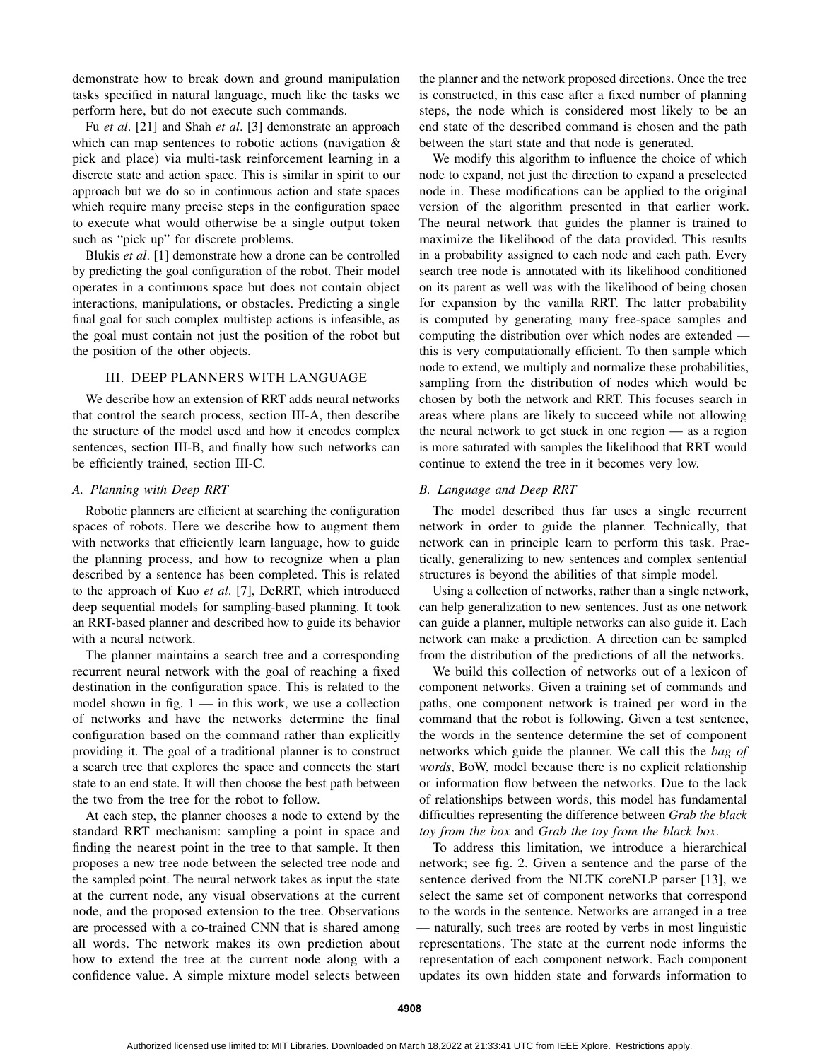demonstrate how to break down and ground manipulation tasks specified in natural language, much like the tasks we perform here, but do not execute such commands.

Fu *et al*. [21] and Shah *et al*. [3] demonstrate an approach which can map sentences to robotic actions (navigation & pick and place) via multi-task reinforcement learning in a discrete state and action space. This is similar in spirit to our approach but we do so in continuous action and state spaces which require many precise steps in the configuration space to execute what would otherwise be a single output token such as "pick up" for discrete problems.

Blukis *et al*. [1] demonstrate how a drone can be controlled by predicting the goal configuration of the robot. Their model operates in a continuous space but does not contain object interactions, manipulations, or obstacles. Predicting a single final goal for such complex multistep actions is infeasible, as the goal must contain not just the position of the robot but the position of the other objects.

## III. DEEP PLANNERS WITH LANGUAGE

We describe how an extension of RRT adds neural networks that control the search process, section III-A, then describe the structure of the model used and how it encodes complex sentences, section III-B, and finally how such networks can be efficiently trained, section III-C.

### A. Planning with Deep RRT

Robotic planners are efficient at searching the configuration spaces of robots. Here we describe how to augment them with networks that efficiently learn language, how to guide the planning process, and how to recognize when a plan described by a sentence has been completed. This is related to the approach of Kuo *et al*. [7], DeRRT, which introduced deep sequential models for sampling-based planning. It took an RRT-based planner and described how to guide its behavior with a neural network.

The planner maintains a search tree and a corresponding recurrent neural network with the goal of reaching a fixed destination in the configuration space. This is related to the model shown in fig. 1 — in this work, we use a collection of networks and have the networks determine the final configuration based on the command rather than explicitly providing it. The goal of a traditional planner is to construct a search tree that explores the space and connects the start state to an end state. It will then choose the best path between the two from the tree for the robot to follow.

At each step, the planner chooses a node to extend by the standard RRT mechanism: sampling a point in space and finding the nearest point in the tree to that sample. It then proposes a new tree node between the selected tree node and the sampled point. The neural network takes as input the state at the current node, any visual observations at the current node, and the proposed extension to the tree. Observations are processed with a co-trained CNN that is shared among all words. The network makes its own prediction about how to extend the tree at the current node along with a confidence value. A simple mixture model selects between the planner and the network proposed directions. Once the tree is constructed, in this case after a fixed number of planning steps, the node which is considered most likely to be an end state of the described command is chosen and the path between the start state and that node is generated.

We modify this algorithm to influence the choice of which node to expand, not just the direction to expand a preselected node in. These modifications can be applied to the original version of the algorithm presented in that earlier work. The neural network that guides the planner is trained to maximize the likelihood of the data provided. This results in a probability assigned to each node and each path. Every search tree node is annotated with its likelihood conditioned on its parent as well was with the likelihood of being chosen for expansion by the vanilla RRT. The latter probability is computed by generating many free-space samples and computing the distribution over which nodes are extended — this is very computationally efficient. To then sample which node to extend, we multiply and normalize these probabilities, sampling from the distribution of nodes which would be chosen by both the network and RRT. This focuses search in areas where plans are likely to succeed while not allowing the neural network to get stuck in one region — as a region is more saturated with samples the likelihood that RRT would continue to extend the tree in it becomes very low.

### B. Language and Deep RRT

The model described thus far uses a single recurrent network in order to guide the planner. Technically, that network can in principle learn to perform this task. Practically, generalizing to new sentences and complex sentential structures is beyond the abilities of that simple model.

Using a collection of networks, rather than a single network, can help generalization to new sentences. Just as one network can guide a planner, multiple networks can also guide it. Each network can make a prediction. A direction can be sampled from the distribution of the predictions of all the networks.

We build this collection of networks out of a lexicon of component networks. Given a training set of commands and paths, one component network is trained per word in the command that the robot is following. Given a test sentence, the words in the sentence determine the set of component networks which guide the planner. We call this the *bag of words*, BoW, model because there is no explicit relationship or information flow between the networks. Due to the lack of relationships between words, this model has fundamental difficulties representing the difference between *Grab the black toy from the box* and *Grab the toy from the black box*.

To address this limitation, we introduce a hierarchical network; see fig. 2. Given a sentence and the parse of the sentence derived from the NLTK coreNLP parser [13], we select the same set of component networks that correspond to the words in the sentence. Networks are arranged in a tree — naturally, such trees are rooted by verbs in most linguistic representations. The state at the current node informs the representation of each component network. Each component updates its own hidden state and forwards information to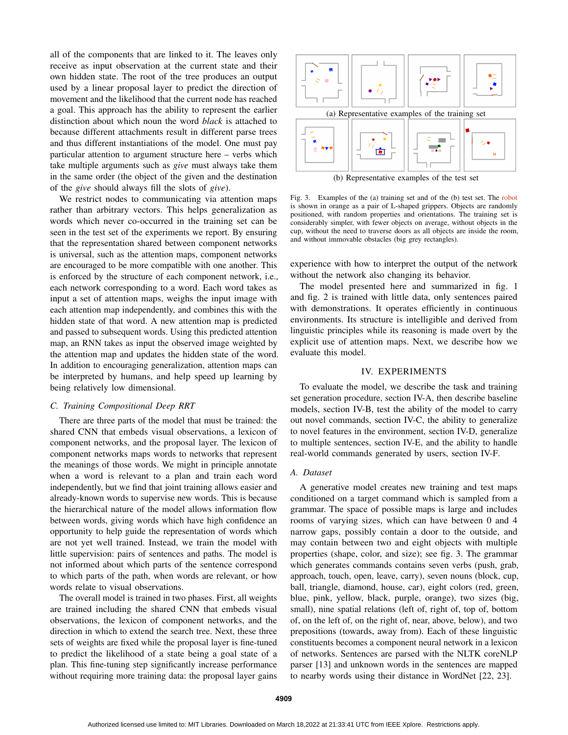all of the components that are linked to it. The leaves only receive as input observation at the current state and their own hidden state. The root of the tree produces an output used by a linear proposal layer to predict the direction of movement and the likelihood that the current node has reached a goal. This approach has the ability to represent the earlier distinction about which noun the word *black* is attached to because different attachments result in different parse trees and thus different instantiations of the model. One must pay particular attention to argument structure here – verbs which take multiple arguments such as *give* must always take them in the same order (the object of the given and the destination of the *give* should always fill the slots of *give*).

We restrict nodes to communicating via attention maps rather than arbitrary vectors. This helps generalization as words which never co-occurred in the training set can be seen in the test set of the experiments we report. By ensuring that the representation shared between component networks is universal, such as the attention maps, component networks are encouraged to be more compatible with one another. This is enforced by the structure of each component network, i.e., each network corresponding to a word. Each word takes as input a set of attention maps, weighs the input image with each attention map independently, and combines this with the hidden state of that word. A new attention map is predicted and passed to subsequent words. Using this predicted attention map, an RNN takes as input the observed image weighted by the attention map and updates the hidden state of the word. In addition to encouraging generalization, attention maps can be interpreted by humans, and help speed up learning by being relatively low dimensional.

### C. Training Compositional Deep RRT

There are three parts of the model that must be trained: the shared CNN that embeds visual observations, a lexicon of component networks, and the proposal layer. The lexicon of component networks maps words to networks that represent the meanings of those words. We might in principle annotate when a word is relevant to a plan and train each word independently, but we find that joint training allows easier and already-known words to supervise new words. This is because the hierarchical nature of the model allows information flow between words, giving words which have high confidence an opportunity to help guide the representation of words which are not yet well trained. Instead, we train the model with little supervision: pairs of sentences and paths. The model is not informed about which parts of the sentence correspond to which parts of the path, when words are relevant, or how words relate to visual observations.

The overall model is trained in two phases. First, all weights are trained including the shared CNN that embeds visual observations, the lexicon of component networks, and the direction in which to extend the search tree. Next, these three sets of weights are fixed while the proposal layer is fine-tuned to predict the likelihood of a state being a goal state of a plan. This fine-tuning step significantly increase performance without requiring more training data: the proposal layer gains experience with how to interpret the output of the network without the network also changing its behavior.

(a) Representative examples of the training set

(b) Representative examples of the test set

Fig. 3. Examples of the (a) training set and of the (b) test set. The robot is shown in orange as a pair of L-shaped grippers. Objects are randomly positioned, with random properties and orientations. The training set is considerably simpler, with fewer objects on average, without objects in the cup, without the need to traverse doors as all objects are inside the room, and without immovable obstacles (big grey rectangles).

The model presented here and summarized in fig. 1 and fig. 2 is trained with little data, only sentences paired with demonstrations. It operates efficiently in continuous environments. Its structure is intelligible and derived from linguistic principles while its reasoning is made overt by the explicit use of attention maps. Next, we describe how we evaluate this model.

## IV. Experiments

To evaluate the model, we describe the task and training set generation procedure, section IV-A, then describe baseline models, section IV-B, test the ability of the model to carry out novel commands, section IV-C, the ability to generalize to novel features in the environment, section IV-D, generalize to multiple sentences, section IV-E, and the ability to handle real-world commands generated by users, section IV-F.

### A. Dataset

A generative model creates new training and test maps conditioned on a target command which is sampled from a grammar. The space of possible maps is large and includes rooms of varying sizes, which can have between 0 and 4 narrow gaps, possibly contain a door to the outside, and may contain between two and eight objects with multiple properties (shape, color, and size); see fig. 3. The grammar which generates commands contains seven verbs (push, grab, approach, touch, open, leave, carry), seven nouns (block, cup, ball, triangle, diamond, house, car), eight colors (red, green, blue, pink, yellow, black, purple, orange), two sizes (big, small), nine spatial relations (left of, right of, top of, bottom of, on the left of, on the right of, near, above, below), and two prepositions (towards, away from). Each of these linguistic constituents becomes a component neural network in a lexicon of networks. Sentences are parsed with the NLTK coreNLP parser [13] and unknown words in the sentences are mapped to nearby words using their distance in WordNet [22, 23].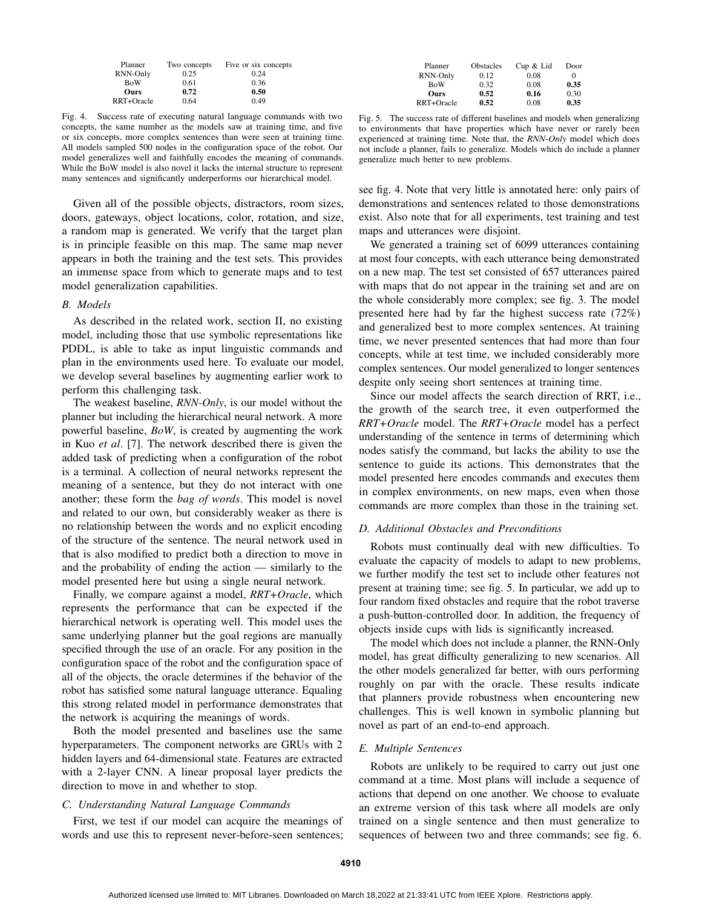| Planner | Two concepts | Five or six concepts |
|---|---|---|
| RNN-Only | 0.25 | 0.24 |
| BoW | 0.61 | 0.36 |
| **Ours** | **0.72** | **0.50** |
| RRT+Oracle | 0.64 | 0.49 |

Fig. 4. Success rate of executing natural language commands with two concepts, the same number as the models saw at training time, and five or six concepts, more complex sentences than were seen at training time. All models sampled 500 nodes in the configuration space of the robot. Our model generalizes well and faithfully encodes the meaning of commands. While the BoW model is also novel it lacks the internal structure to represent many sentences and significantly underperforms our hierarchical model.

Given all of the possible objects, distractors, room sizes, doors, gateways, object locations, color, rotation, and size, a random map is generated. We verify that the target plan is in principle feasible on this map. The same map never appears in both the training and the test sets. This provides an immense space from which to generate maps and to test model generalization capabilities.

### B. Models

As described in the related work, section II, no existing model, including those that use symbolic representations like PDDL, is able to take as input linguistic commands and plan in the environments used here. To evaluate our model, we develop several baselines by augmenting earlier work to perform this challenging task.

The weakest baseline, *RNN-Only*, is our model without the planner but including the hierarchical neural network. A more powerful baseline, *BoW*, is created by augmenting the work in Kuo *et al*. [7]. The network described there is given the added task of predicting when a configuration of the robot is a terminal. A collection of neural networks represent the meaning of a sentence, but they do not interact with one another; these form the *bag of words*. This model is novel and related to our own, but considerably weaker as there is no relationship between the words and no explicit encoding of the structure of the sentence. The neural network used in that is also modified to predict both a direction to move in and the probability of ending the action — similarly to the model presented here but using a single neural network.

Finally, we compare against a model, *RRT+Oracle*, which represents the performance that can be expected if the hierarchical network is operating well. This model uses the same underlying planner but the goal regions are manually specified through the use of an oracle. For any position in the configuration space of the robot and the configuration space of all of the objects, the oracle determines if the behavior of the robot has satisfied some natural language utterance. Equaling this strong related model in performance demonstrates that the network is acquiring the meanings of words.

Both the model presented and baselines use the same hyperparameters. The component networks are GRUs with 2 hidden layers and 64-dimensional state. Features are extracted with a 2-layer CNN. A linear proposal layer predicts the direction to move in and whether to stop.

### C. Understanding Natural Language Commands

First, we test if our model can acquire the meanings of words and use this to represent never-before-seen sentences; see fig. 4. Note that very little is annotated here: only pairs of demonstrations and sentences related to those demonstrations exist. Also note that for all experiments, test training and test maps and utterances were disjoint.

We generated a training set of 6099 utterances containing at most four concepts, with each utterance being demonstrated on a new map. The test set consisted of 657 utterances paired with maps that do not appear in the training set and are on the whole considerably more complex; see fig. 3. The model presented here had by far the highest success rate (72%) and generalized best to more complex sentences. At training time, we never presented sentences that had more than four concepts, while at test time, we included considerably more complex sentences. Our model generalized to longer sentences despite only seeing short sentences at training time.

Since our model affects the search direction of RRT, i.e., the growth of the search tree, it even outperformed the *RRT+Oracle* model. The *RRT+Oracle* model has a perfect understanding of the sentence in terms of determining which nodes satisfy the command, but lacks the ability to use the sentence to guide its actions. This demonstrates that the model presented here encodes commands and executes them in complex environments, on new maps, even when those commands are more complex than those in the training set.

| Planner | Obstacles | Cup & Lid | Door |
|---|---|---|---|
| RNN-Only | 0.12 | 0.08 | 0 |
| BoW | 0.32 | 0.08 | **0.35** |
| **Ours** | **0.52** | **0.16** | 0.30 |
| RRT+Oracle | **0.52** | 0.08 | **0.35** |

Fig. 5. The success rate of different baselines and models when generalizing to environments that have properties which have never or rarely been experienced at training time. Note that, the *RNN-Only* model which does not include a planner, fails to generalize. Models which do include a planner generalize much better to new problems.

### D. Additional Obstacles and Preconditions

Robots must continually deal with new difficulties. To evaluate the capacity of models to adapt to new problems, we further modify the test set to include other features not present at training time; see fig. 5. In particular, we add up to four random fixed obstacles and require that the robot traverse a push-button-controlled door. In addition, the frequency of objects inside cups with lids is significantly increased.

The model which does not include a planner, the RNN-Only model, has great difficulty generalizing to new scenarios. All the other models generalized far better, with ours performing roughly on par with the oracle. These results indicate that planners provide robustness when encountering new challenges. This is well known in symbolic planning but novel as part of an end-to-end approach.

### E. Multiple Sentences

Robots are unlikely to be required to carry out just one command at a time. Most plans will include a sequence of actions that depend on one another. We choose to evaluate an extreme version of this task where all models are only trained on a single sentence and then must generalize to sequences of between two and three commands; see fig. 6.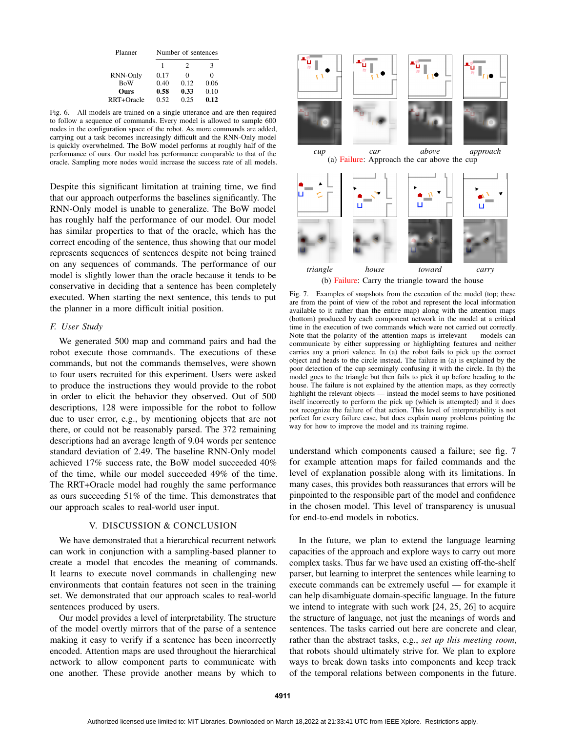| Planner | Number of sentences | | |
|---|---|---|---|
| | 1 | 2 | 3 |
| RNN-Only | 0.17 | 0 | 0 |
| BoW | 0.40 | 0.12 | 0.06 |
| **Ours** | **0.58** | **0.33** | 0.10 |
| RRT+Oracle | 0.52 | 0.25 | **0.12** |

Fig. 6. All models are trained on a single utterance and are then required to follow a sequence of commands. Every model is allowed to sample 600 nodes in the configuration space of the robot. As more commands are added, carrying out a task becomes increasingly difficult and the RNN-Only model is quickly overwhelmed. The BoW model performs at roughly half of the performance of ours. Our model has performance comparable to that of the oracle. Sampling more nodes would increase the success rate of all models.

Despite this significant limitation at training time, we find that our approach outperforms the baselines significantly. The RNN-Only model is unable to generalize. The BoW model has roughly half the performance of our model. Our model has similar properties to that of the oracle, which has the correct encoding of the sentence, thus showing that our model represents sequences of sentences despite not being trained on any sequences of commands. The performance of our model is slightly lower than the oracle because it tends to be conservative in deciding that a sentence has been completely executed. When starting the next sentence, this tends to put the planner in a more difficult initial position.

### F. User Study

We generated 500 map and command pairs and had the robot execute those commands. The executions of these commands, but not the commands themselves, were shown to four users recruited for this experiment. Users were asked to produce the instructions they would provide to the robot in order to elicit the behavior they observed. Out of 500 descriptions, 128 were impossible for the robot to follow due to user error, e.g., by mentioning objects that are not there, or could not be reasonably parsed. The 372 remaining descriptions had an average length of 9.04 words per sentence standard deviation of 2.49. The baseline RNN-Only model achieved 17% success rate, the BoW model succeeded 40% of the time, while our model succeeded 49% of the time. The RRT+Oracle model had roughly the same performance as ours succeeding 51% of the time. This demonstrates that our approach scales to real-world user input.

## V. Discussion & Conclusion

We have demonstrated that a hierarchical recurrent network can work in conjunction with a sampling-based planner to create a model that encodes the meaning of commands. It learns to execute novel commands in challenging new environments that contain features not seen in the training set. We demonstrated that our approach scales to real-world sentences produced by users.

Our model provides a level of interpretability. The structure of the model overtly mirrors that of the parse of a sentence making it easy to verify if a sentence has been incorrectly encoded. Attention maps are used throughout the hierarchical network to allow component parts to communicate with one another. These provide another means by which to understand which components caused a failure; see fig. 7 for example attention maps for failed commands and the level of explanation possible along with its limitations. In many cases, this provides both reassurances that errors will be pinpointed to the responsible part of the model and confidence in the chosen model. This level of transparency is unusual for end-to-end models in robotics.

*cup* *car* *above* *approach*

(a) Failure: Approach the car above the cup

*triangle* *house* *toward* *carry*

(b) Failure: Carry the triangle toward the house

Fig. 7. Examples of snapshots from the execution of the model (top; these are from the point of view of the robot and represent the local information available to it rather than the entire map) along with the attention maps (bottom) produced by each component network in the model at a critical time in the execution of two commands which were not carried out correctly. Note that the polarity of the attention maps is irrelevant — models can communicate by either suppressing or highlighting features and neither carries any a priori valence. In (a) the robot fails to pick up the correct object and heads to the circle instead. The failure in (a) is explained by the poor detection of the cup seemingly confusing it with the circle. In (b) the model goes to the triangle but then fails to pick it up before heading to the house. The failure is not explained by the attention maps, as they correctly highlight the relevant objects — instead the model seems to have positioned itself incorrectly to perform the pick up (which is attempted) and it does not recognize the failure of that action. This level of interpretability is not perfect for every failure case, but does explain many problems pointing the way for how to improve the model and its training regime.

In the future, we plan to extend the language learning capacities of the approach and explore ways to carry out more complex tasks. Thus far we have used an existing off-the-shelf parser, but learning to interpret the sentences while learning to execute commands can be extremely useful — for example it can help disambiguate domain-specific language. In the future we intend to integrate with such work [24, 25, 26] to acquire the structure of language, not just the meanings of words and sentences. The tasks carried out here are concrete and clear, rather than the abstract tasks, e.g., *set up this meeting room*, that robots should ultimately strive for. We plan to explore ways to break down tasks into components and keep track of the temporal relations between components in the future.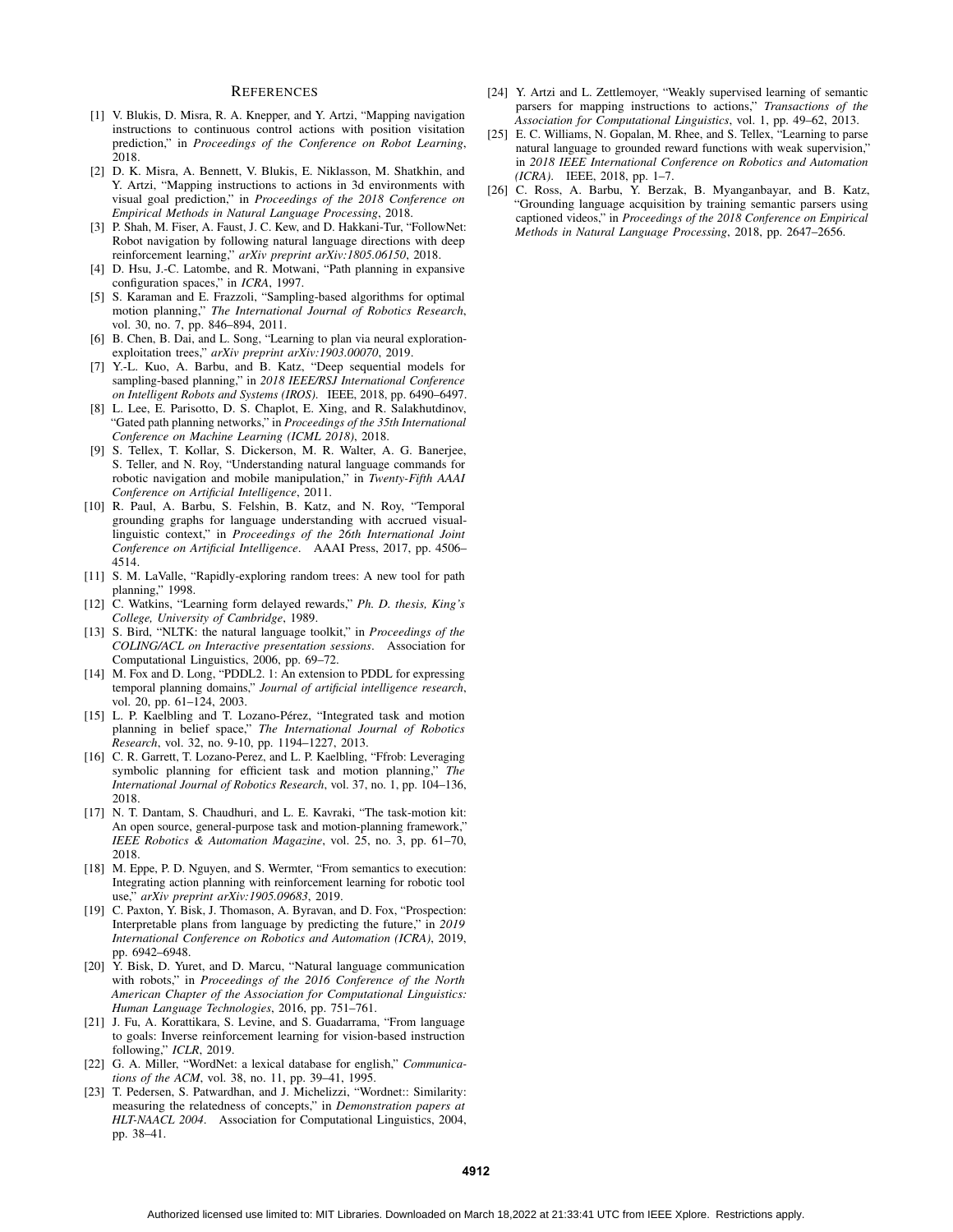## REFERENCES

[1] V. Blukis, D. Misra, R. A. Knepper, and Y. Artzi, "Mapping navigation instructions to continuous control actions with position visitation prediction," in *Proceedings of the Conference on Robot Learning*, 2018.

[2] D. K. Misra, A. Bennett, V. Blukis, E. Niklasson, M. Shatkhin, and Y. Artzi, "Mapping instructions to actions in 3d environments with visual goal prediction," in *Proceedings of the 2018 Conference on Empirical Methods in Natural Language Processing*, 2018.

[3] P. Shah, M. Fiser, A. Faust, J. C. Kew, and D. Hakkani-Tur, "FollowNet: Robot navigation by following natural language directions with deep reinforcement learning," *arXiv preprint arXiv:1805.06150*, 2018.

[4] D. Hsu, J.-C. Latombe, and R. Motwani, "Path planning in expansive configuration spaces," in *ICRA*, 1997.

[5] S. Karaman and E. Frazzoli, "Sampling-based algorithms for optimal motion planning," *The International Journal of Robotics Research*, vol. 30, no. 7, pp. 846–894, 2011.

[6] B. Chen, B. Dai, and L. Song, "Learning to plan via neural exploration-exploitation trees," *arXiv preprint arXiv:1903.00070*, 2019.

[7] Y.-L. Kuo, A. Barbu, and B. Katz, "Deep sequential models for sampling-based planning," in *2018 IEEE/RSJ International Conference on Intelligent Robots and Systems (IROS)*. IEEE, 2018, pp. 6490–6497.

[8] L. Lee, E. Parisotto, D. S. Chaplot, E. Xing, and R. Salakhutdinov, "Gated path planning networks," in *Proceedings of the 35th International Conference on Machine Learning (ICML 2018)*, 2018.

[9] S. Tellex, T. Kollar, S. Dickerson, M. R. Walter, A. G. Banerjee, S. Teller, and N. Roy, "Understanding natural language commands for robotic navigation and mobile manipulation," in *Twenty-Fifth AAAI Conference on Artificial Intelligence*, 2011.

[10] R. Paul, A. Barbu, S. Felshin, B. Katz, and N. Roy, "Temporal grounding graphs for language understanding with accrued visual-linguistic context," in *Proceedings of the 26th International Joint Conference on Artificial Intelligence*. AAAI Press, 2017, pp. 4506–4514.

[11] S. M. LaValle, "Rapidly-exploring random trees: A new tool for path planning," 1998.

[12] C. Watkins, "Learning form delayed rewards," *Ph. D. thesis, King's College, University of Cambridge*, 1989.

[13] S. Bird, "NLTK: the natural language toolkit," in *Proceedings of the COLING/ACL on Interactive presentation sessions*. Association for Computational Linguistics, 2006, pp. 69–72.

[14] M. Fox and D. Long, "PDDL2. 1: An extension to PDDL for expressing temporal planning domains," *Journal of artificial intelligence research*, vol. 20, pp. 61–124, 2003.

[15] L. P. Kaelbling and T. Lozano-Pérez, "Integrated task and motion planning in belief space," *The International Journal of Robotics Research*, vol. 32, no. 9-10, pp. 1194–1227, 2013.

[16] C. R. Garrett, T. Lozano-Perez, and L. P. Kaelbling, "Ffrob: Leveraging symbolic planning for efficient task and motion planning," *The International Journal of Robotics Research*, vol. 37, no. 1, pp. 104–136, 2018.

[17] N. T. Dantam, S. Chaudhuri, and L. E. Kavraki, "The task-motion kit: An open source, general-purpose task and motion-planning framework," *IEEE Robotics & Automation Magazine*, vol. 25, no. 3, pp. 61–70, 2018.

[18] M. Eppe, P. D. Nguyen, and S. Wermter, "From semantics to execution: Integrating action planning with reinforcement learning for robotic tool use," *arXiv preprint arXiv:1905.09683*, 2019.

[19] C. Paxton, Y. Bisk, J. Thomason, A. Byravan, and D. Fox, "Prospection: Interpretable plans from language by predicting the future," in *2019 International Conference on Robotics and Automation (ICRA)*, 2019, pp. 6942–6948.

[20] Y. Bisk, D. Yuret, and D. Marcu, "Natural language communication with robots," in *Proceedings of the 2016 Conference of the North American Chapter of the Association for Computational Linguistics: Human Language Technologies*, 2016, pp. 751–761.

[21] J. Fu, A. Korattikara, S. Levine, and S. Guadarrama, "From language to goals: Inverse reinforcement learning for vision-based instruction following," *ICLR*, 2019.

[22] G. A. Miller, "WordNet: a lexical database for english," *Communications of the ACM*, vol. 38, no. 11, pp. 39–41, 1995.

[23] T. Pedersen, S. Patwardhan, and J. Michelizzi, "Wordnet:: Similarity: measuring the relatedness of concepts," in *Demonstration papers at HLT-NAACL 2004*. Association for Computational Linguistics, 2004, pp. 38–41.

[24] Y. Artzi and L. Zettlemoyer, "Weakly supervised learning of semantic parsers for mapping instructions to actions," *Transactions of the Association for Computational Linguistics*, vol. 1, pp. 49–62, 2013.

[25] E. C. Williams, N. Gopalan, M. Rhee, and S. Tellex, "Learning to parse natural language to grounded reward functions with weak supervision," in *2018 IEEE International Conference on Robotics and Automation (ICRA)*. IEEE, 2018, pp. 1–7.

[26] C. Ross, A. Barbu, Y. Berzak, B. Myanganbayar, and B. Katz, "Grounding language acquisition by training semantic parsers using captioned videos," in *Proceedings of the 2018 Conference on Empirical Methods in Natural Language Processing*, 2018, pp. 2647–2656.